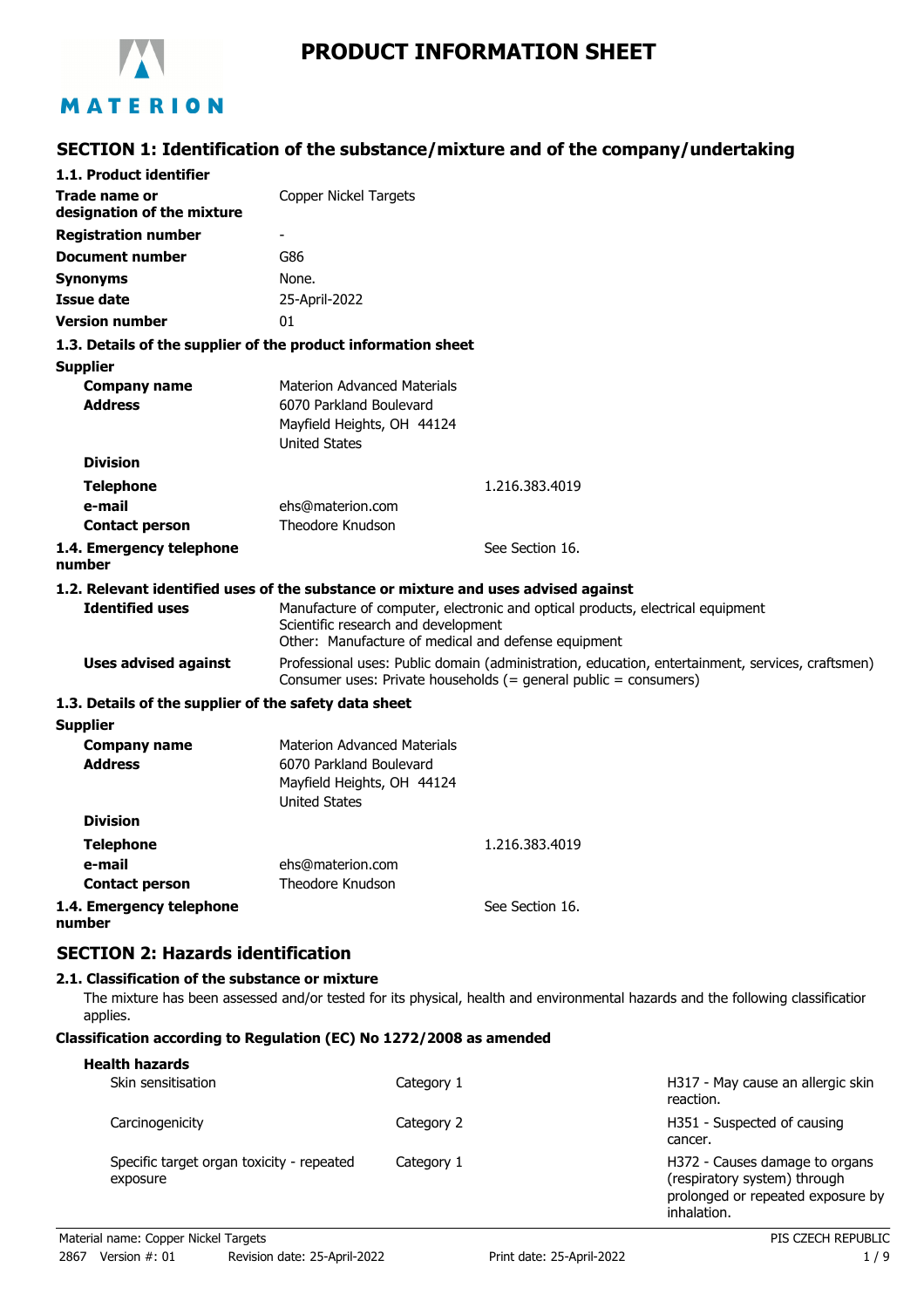# PRODUCT INFORMATION SHEET

## SECTION 1: Identification of the substance/mixture and of the company/undertaking

### 1.1. Product identifier

| | |
|---|---|
| **Trade name or designation of the mixture** | Copper Nickel Targets |
| **Registration number** | - |
| **Document number** | G86 |
| **Synonyms** | None. |
| **Issue date** | 25-April-2022 |
| **Version number** | 01 |

### 1.3. Details of the supplier of the product information sheet

**Supplier**

| | |
|---|---|
| **Company name** | Materion Advanced Materials |
| **Address** | 6070 Parkland Boulevard<br>Mayfield Heights, OH 44124<br>United States |
| **Division** | |
| **Telephone** | 1.216.383.4019 |
| **e-mail** | ehs@materion.com |
| **Contact person** | Theodore Knudson |
| **1.4. Emergency telephone number** | See Section 16. |

### 1.2. Relevant identified uses of the substance or mixture and uses advised against

| | |
|---|---|
| **Identified uses** | Manufacture of computer, electronic and optical products, electrical equipment<br>Scientific research and development<br>Other: Manufacture of medical and defense equipment |
| **Uses advised against** | Professional uses: Public domain (administration, education, entertainment, services, craftsmen)<br>Consumer uses: Private households (= general public = consumers) |

### 1.3. Details of the supplier of the safety data sheet

**Supplier**

| | |
|---|---|
| **Company name** | Materion Advanced Materials |
| **Address** | 6070 Parkland Boulevard<br>Mayfield Heights, OH 44124<br>United States |
| **Division** | |
| **Telephone** | 1.216.383.4019 |
| **e-mail** | ehs@materion.com |
| **Contact person** | Theodore Knudson |
| **1.4. Emergency telephone number** | See Section 16. |

## SECTION 2: Hazards identification

### 2.1. Classification of the substance or mixture

The mixture has been assessed and/or tested for its physical, health and environmental hazards and the following classification applies.

**Classification according to Regulation (EC) No 1272/2008 as amended**

**Health hazards**

| | | |
|---|---|---|
| Skin sensitisation | Category 1 | H317 - May cause an allergic skin reaction. |
| Carcinogenicity | Category 2 | H351 - Suspected of causing cancer. |
| Specific target organ toxicity - repeated exposure | Category 1 | H372 - Causes damage to organs (respiratory system) through prolonged or repeated exposure by inhalation. |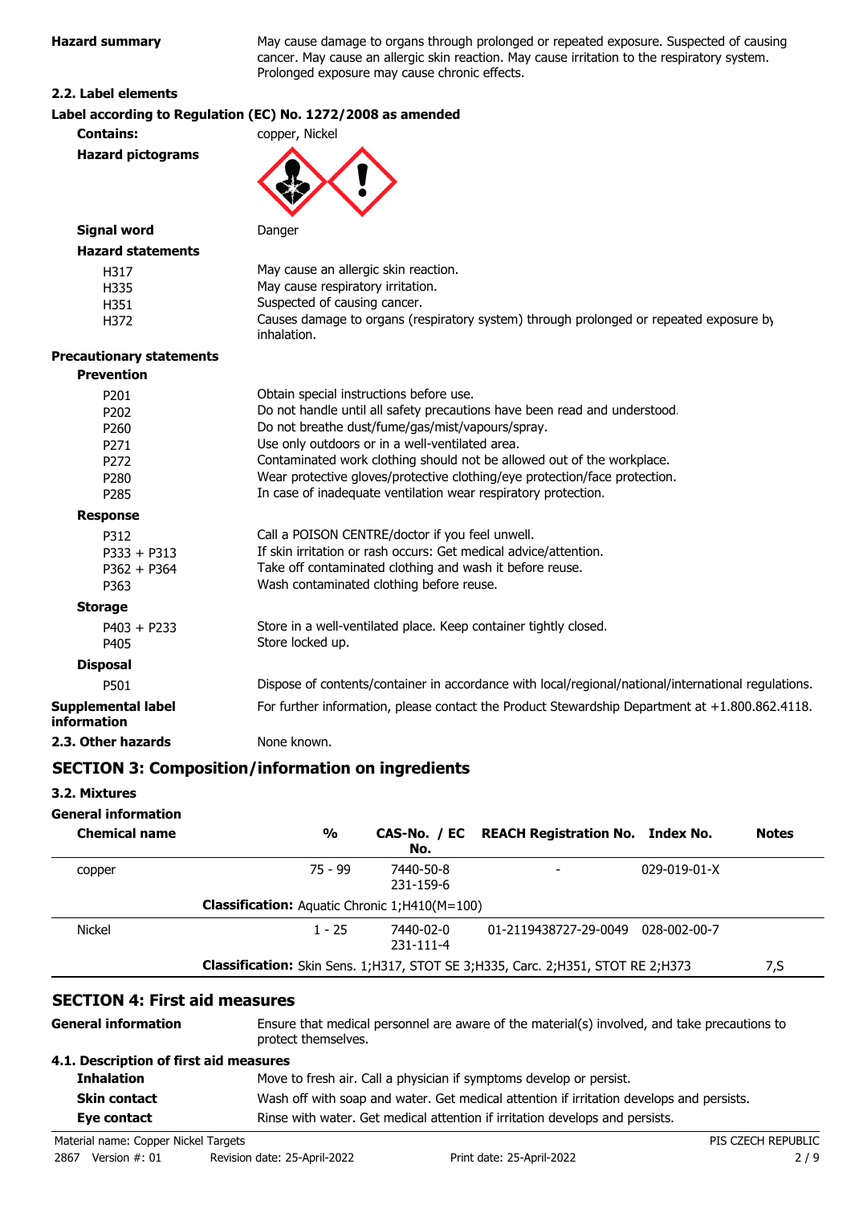**Hazard summary** May cause damage to organs through prolonged or repeated exposure. Suspected of causing cancer. May cause an allergic skin reaction. May cause irritation to the respiratory system. Prolonged exposure may cause chronic effects.

### 2.2. Label elements

**Label according to Regulation (EC) No. 1272/2008 as amended**

**Contains:** copper, Nickel

**Hazard pictograms**

**Signal word** Danger

**Hazard statements**

| | |
|---|---|
| H317 | May cause an allergic skin reaction. |
| H335 | May cause respiratory irritation. |
| H351 | Suspected of causing cancer. |
| H372 | Causes damage to organs (respiratory system) through prolonged or repeated exposure by inhalation. |

**Precautionary statements**

**Prevention**

| | |
|---|---|
| P201 | Obtain special instructions before use. |
| P202 | Do not handle until all safety precautions have been read and understood. |
| P260 | Do not breathe dust/fume/gas/mist/vapours/spray. |
| P271 | Use only outdoors or in a well-ventilated area. |
| P272 | Contaminated work clothing should not be allowed out of the workplace. |
| P280 | Wear protective gloves/protective clothing/eye protection/face protection. |
| P285 | In case of inadequate ventilation wear respiratory protection. |

**Response**

| | |
|---|---|
| P312 | Call a POISON CENTRE/doctor if you feel unwell. |
| P333 + P313 | If skin irritation or rash occurs: Get medical advice/attention. |
| P362 + P364 | Take off contaminated clothing and wash it before reuse. |
| P363 | Wash contaminated clothing before reuse. |

**Storage**

| | |
|---|---|
| P403 + P233 | Store in a well-ventilated place. Keep container tightly closed. |
| P405 | Store locked up. |

**Disposal**

| | |
|---|---|
| P501 | Dispose of contents/container in accordance with local/regional/national/international regulations. |

**Supplemental label information** For further information, please contact the Product Stewardship Department at +1.800.862.4118.

**2.3. Other hazards** None known.

## SECTION 3: Composition/information on ingredients

### 3.2. Mixtures

**General information**

| Chemical name | % | CAS-No. / EC No. | REACH Registration No. | Index No. | Notes |
|---|---|---|---|---|---|
| copper | 75 - 99 | 7440-50-8 231-159-6 | - | 029-019-01-X | |
| | **Classification:** Aquatic Chronic 1;H410(M=100) | | | | |
| Nickel | 1 - 25 | 7440-02-0 231-111-4 | 01-2119438727-29-0049 | 028-002-00-7 | |
| | **Classification:** Skin Sens. 1;H317, STOT SE 3;H335, Carc. 2;H351, STOT RE 2;H373 | | | | 7,S |

## SECTION 4: First aid measures

**General information** Ensure that medical personnel are aware of the material(s) involved, and take precautions to protect themselves.

### 4.1. Description of first aid measures

**Inhalation** Move to fresh air. Call a physician if symptoms develop or persist.

**Skin contact** Wash off with soap and water. Get medical attention if irritation develops and persists.

**Eye contact** Rinse with water. Get medical attention if irritation develops and persists.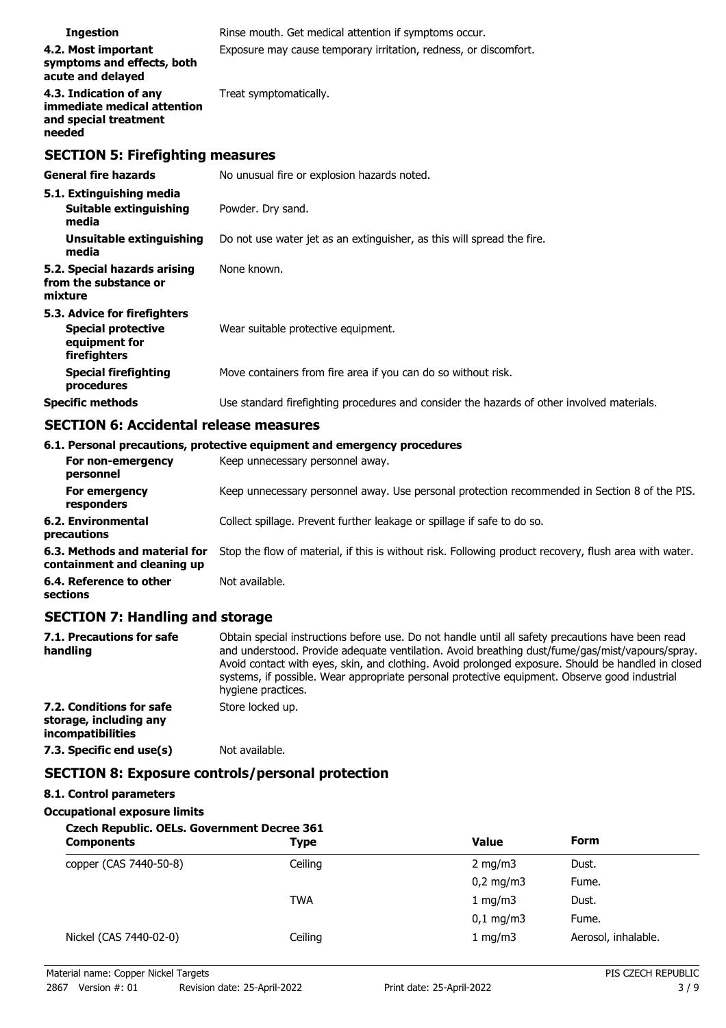**Ingestion** Rinse mouth. Get medical attention if symptoms occur.

**4.2. Most important symptoms and effects, both acute and delayed** Exposure may cause temporary irritation, redness, or discomfort.

**4.3. Indication of any immediate medical attention and special treatment needed** Treat symptomatically.

## SECTION 5: Firefighting measures

**General fire hazards** No unusual fire or explosion hazards noted.

**5.1. Extinguishing media**

**Suitable extinguishing media** Powder. Dry sand.

**Unsuitable extinguishing media** Do not use water jet as an extinguisher, as this will spread the fire.

**5.2. Special hazards arising from the substance or mixture** None known.

**5.3. Advice for firefighters**

**Special protective equipment for firefighters** Wear suitable protective equipment.

**Special firefighting procedures** Move containers from fire area if you can do so without risk.

**Specific methods** Use standard firefighting procedures and consider the hazards of other involved materials.

## SECTION 6: Accidental release measures

**6.1. Personal precautions, protective equipment and emergency procedures**

**For non-emergency personnel** Keep unnecessary personnel away.

**For emergency responders** Keep unnecessary personnel away. Use personal protection recommended in Section 8 of the PIS.

**6.2. Environmental precautions** Collect spillage. Prevent further leakage or spillage if safe to do so.

**6.3. Methods and material for containment and cleaning up** Stop the flow of material, if this is without risk. Following product recovery, flush area with water.

**6.4. Reference to other sections** Not available.

## SECTION 7: Handling and storage

**7.1. Precautions for safe handling** Obtain special instructions before use. Do not handle until all safety precautions have been read and understood. Provide adequate ventilation. Avoid breathing dust/fume/gas/mist/vapours/spray. Avoid contact with eyes, skin, and clothing. Avoid prolonged exposure. Should be handled in closed systems, if possible. Wear appropriate personal protective equipment. Observe good industrial hygiene practices.

**7.2. Conditions for safe storage, including any incompatibilities** Store locked up.

**7.3. Specific end use(s)** Not available.

## SECTION 8: Exposure controls/personal protection

**8.1. Control parameters**

**Occupational exposure limits**

**Czech Republic. OELs. Government Decree 361**

| Components | Type | Value | Form |
|---|---|---|---|
| copper (CAS 7440-50-8) | Ceiling | 2 mg/m3 | Dust. |
| | | 0,2 mg/m3 | Fume. |
| | TWA | 1 mg/m3 | Dust. |
| | | 0,1 mg/m3 | Fume. |
| Nickel (CAS 7440-02-0) | Ceiling | 1 mg/m3 | Aerosol, inhalable. |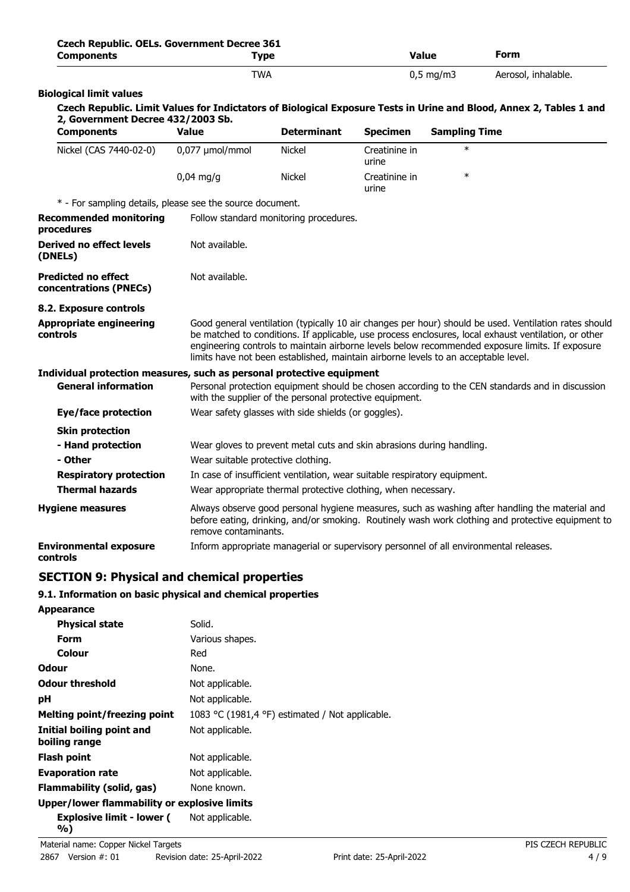| Czech Republic. OELs. Government Decree 361 Components | Type | Value | Form |
|---|---|---|---|
| | TWA | 0,5 mg/m3 | Aerosol, inhalable. |

**Biological limit values**

**Czech Republic. Limit Values for Indictators of Biological Exposure Tests in Urine and Blood, Annex 2, Tables 1 and 2, Government Decree 432/2003 Sb.**

| Components | Value | Determinant | Specimen | Sampling Time |
|---|---|---|---|---|
| Nickel (CAS 7440-02-0) | 0,077 µmol/mmol | Nickel | Creatinine in urine | * |
| | 0,04 mg/g | Nickel | Creatinine in urine | * |

* - For sampling details, please see the source document.

**Recommended monitoring procedures** Follow standard monitoring procedures.

**Derived no effect levels (DNELs)** Not available.

**Predicted no effect concentrations (PNECs)** Not available.

**8.2. Exposure controls**

**Appropriate engineering controls** Good general ventilation (typically 10 air changes per hour) should be used. Ventilation rates should be matched to conditions. If applicable, use process enclosures, local exhaust ventilation, or other engineering controls to maintain airborne levels below recommended exposure limits. If exposure limits have not been established, maintain airborne levels to an acceptable level.

**Individual protection measures, such as personal protective equipment**

**General information** Personal protection equipment should be chosen according to the CEN standards and in discussion with the supplier of the personal protective equipment.

**Eye/face protection** Wear safety glasses with side shields (or goggles).

**Skin protection**

**- Hand protection** Wear gloves to prevent metal cuts and skin abrasions during handling.

**- Other** Wear suitable protective clothing.

**Respiratory protection** In case of insufficient ventilation, wear suitable respiratory equipment.

**Thermal hazards** Wear appropriate thermal protective clothing, when necessary.

**Hygiene measures** Always observe good personal hygiene measures, such as washing after handling the material and before eating, drinking, and/or smoking. Routinely wash work clothing and protective equipment to remove contaminants.

**Environmental exposure controls** Inform appropriate managerial or supervisory personnel of all environmental releases.

## SECTION 9: Physical and chemical properties

### 9.1. Information on basic physical and chemical properties

**Appearance**

**Physical state** Solid.

**Form** Various shapes.

**Colour** Red

**Odour** None.

**Odour threshold** Not applicable.

**pH** Not applicable.

**Melting point/freezing point** 1083 °C (1981,4 °F) estimated / Not applicable.

**Initial boiling point and boiling range** Not applicable.

**Flash point** Not applicable.

**Evaporation rate** Not applicable.

**Flammability (solid, gas)** None known.

**Upper/lower flammability or explosive limits**

**Explosive limit - lower (%)** Not applicable.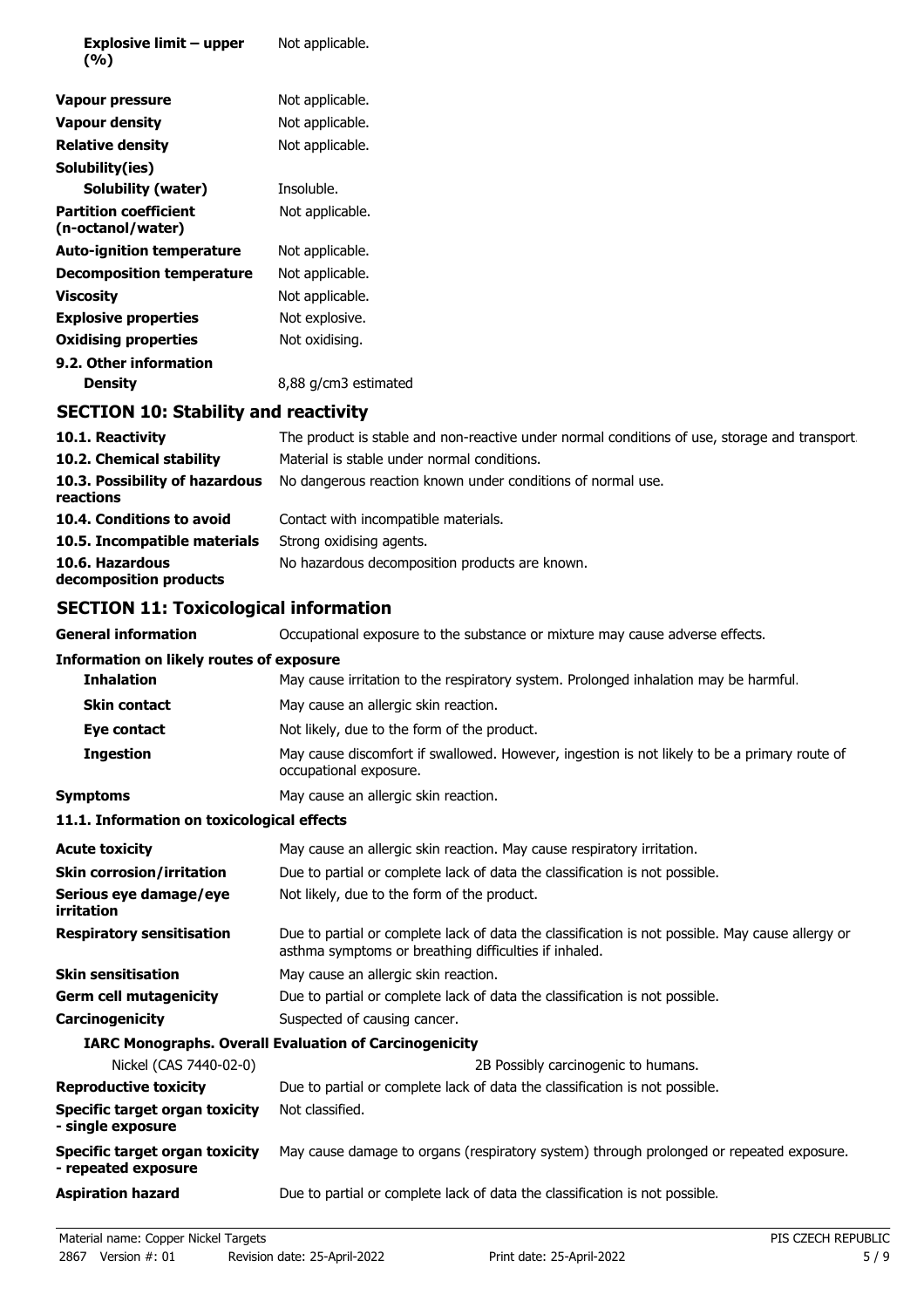| | |
|---|---|
| **Explosive limit – upper (%)** | Not applicable. |
| **Vapour pressure** | Not applicable. |
| **Vapour density** | Not applicable. |
| **Relative density** | Not applicable. |
| **Solubility(ies)** | |
| **Solubility (water)** | Insoluble. |
| **Partition coefficient (n-octanol/water)** | Not applicable. |
| **Auto-ignition temperature** | Not applicable. |
| **Decomposition temperature** | Not applicable. |
| **Viscosity** | Not applicable. |
| **Explosive properties** | Not explosive. |
| **Oxidising properties** | Not oxidising. |
| **9.2. Other information** | |
| **Density** | 8,88 g/cm3 estimated |

## SECTION 10: Stability and reactivity

| | |
|---|---|
| **10.1. Reactivity** | The product is stable and non-reactive under normal conditions of use, storage and transport. |
| **10.2. Chemical stability** | Material is stable under normal conditions. |
| **10.3. Possibility of hazardous reactions** | No dangerous reaction known under conditions of normal use. |
| **10.4. Conditions to avoid** | Contact with incompatible materials. |
| **10.5. Incompatible materials** | Strong oxidising agents. |
| **10.6. Hazardous decomposition products** | No hazardous decomposition products are known. |

## SECTION 11: Toxicological information

| | |
|---|---|
| **General information** | Occupational exposure to the substance or mixture may cause adverse effects. |
| **Information on likely routes of exposure** | |
| **Inhalation** | May cause irritation to the respiratory system. Prolonged inhalation may be harmful. |
| **Skin contact** | May cause an allergic skin reaction. |
| **Eye contact** | Not likely, due to the form of the product. |
| **Ingestion** | May cause discomfort if swallowed. However, ingestion is not likely to be a primary route of occupational exposure. |
| **Symptoms** | May cause an allergic skin reaction. |

**11.1. Information on toxicological effects**

| | |
|---|---|
| **Acute toxicity** | May cause an allergic skin reaction. May cause respiratory irritation. |
| **Skin corrosion/irritation** | Due to partial or complete lack of data the classification is not possible. |
| **Serious eye damage/eye irritation** | Not likely, due to the form of the product. |
| **Respiratory sensitisation** | Due to partial or complete lack of data the classification is not possible. May cause allergy or asthma symptoms or breathing difficulties if inhaled. |
| **Skin sensitisation** | May cause an allergic skin reaction. |
| **Germ cell mutagenicity** | Due to partial or complete lack of data the classification is not possible. |
| **Carcinogenicity** | Suspected of causing cancer. |
| **IARC Monographs. Overall Evaluation of Carcinogenicity** | |
| Nickel (CAS 7440-02-0) | 2B Possibly carcinogenic to humans. |
| **Reproductive toxicity** | Due to partial or complete lack of data the classification is not possible. |
| **Specific target organ toxicity - single exposure** | Not classified. |
| **Specific target organ toxicity - repeated exposure** | May cause damage to organs (respiratory system) through prolonged or repeated exposure. |
| **Aspiration hazard** | Due to partial or complete lack of data the classification is not possible. |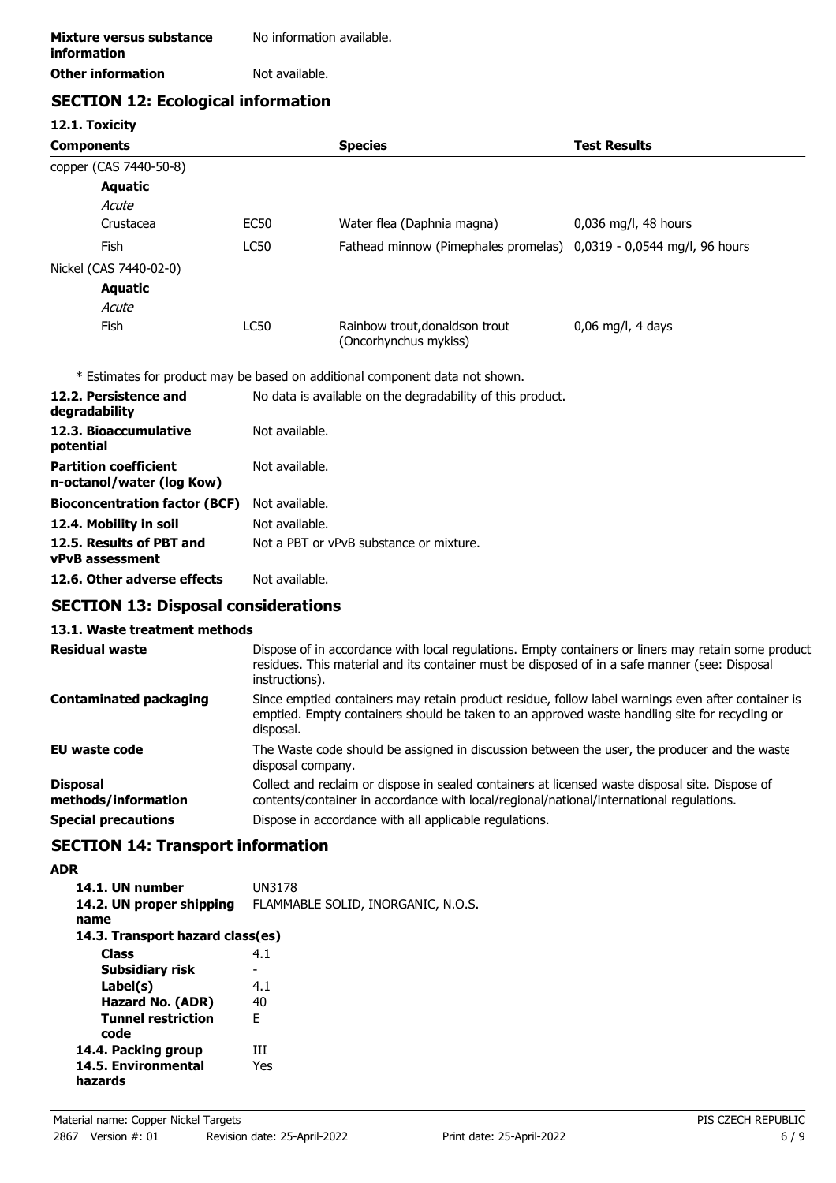| | |
|---|---|
| **Mixture versus substance information** | No information available. |
| **Other information** | Not available. |

## SECTION 12: Ecological information

### 12.1. Toxicity

| Components | | Species | Test Results |
|---|---|---|---|
| copper (CAS 7440-50-8) | | | |
| **Aquatic** | | | |
| *Acute* | | | |
| Crustacea | EC50 | Water flea (Daphnia magna) | 0,036 mg/l, 48 hours |
| Fish | LC50 | Fathead minnow (Pimephales promelas) | 0,0319 - 0,0544 mg/l, 96 hours |
| Nickel (CAS 7440-02-0) | | | |
| **Aquatic** | | | |
| *Acute* | | | |
| Fish | LC50 | Rainbow trout,donaldson trout (Oncorhynchus mykiss) | 0,06 mg/l, 4 days |

* Estimates for product may be based on additional component data not shown.

| | |
|---|---|
| **12.2. Persistence and degradability** | No data is available on the degradability of this product. |
| **12.3. Bioaccumulative potential** | Not available. |
| **Partition coefficient n-octanol/water (log Kow)** | Not available. |
| **Bioconcentration factor (BCF)** | Not available. |
| **12.4. Mobility in soil** | Not available. |
| **12.5. Results of PBT and vPvB assessment** | Not a PBT or vPvB substance or mixture. |
| **12.6. Other adverse effects** | Not available. |

## SECTION 13: Disposal considerations

### 13.1. Waste treatment methods

| | |
|---|---|
| **Residual waste** | Dispose of in accordance with local regulations. Empty containers or liners may retain some product residues. This material and its container must be disposed of in a safe manner (see: Disposal instructions). |
| **Contaminated packaging** | Since emptied containers may retain product residue, follow label warnings even after container is emptied. Empty containers should be taken to an approved waste handling site for recycling or disposal. |
| **EU waste code** | The Waste code should be assigned in discussion between the user, the producer and the waste disposal company. |
| **Disposal methods/information** | Collect and reclaim or dispose in sealed containers at licensed waste disposal site. Dispose of contents/container in accordance with local/regional/national/international regulations. |
| **Special precautions** | Dispose in accordance with all applicable regulations. |

## SECTION 14: Transport information

**ADR**

| | |
|---|---|
| **14.1. UN number** | UN3178 |
| **14.2. UN proper shipping name** | FLAMMABLE SOLID, INORGANIC, N.O.S. |
| **14.3. Transport hazard class(es)** | |
| **Class** | 4.1 |
| **Subsidiary risk** | - |
| **Label(s)** | 4.1 |
| **Hazard No. (ADR)** | 40 |
| **Tunnel restriction code** | E |
| **14.4. Packing group** | III |
| **14.5. Environmental hazards** | Yes |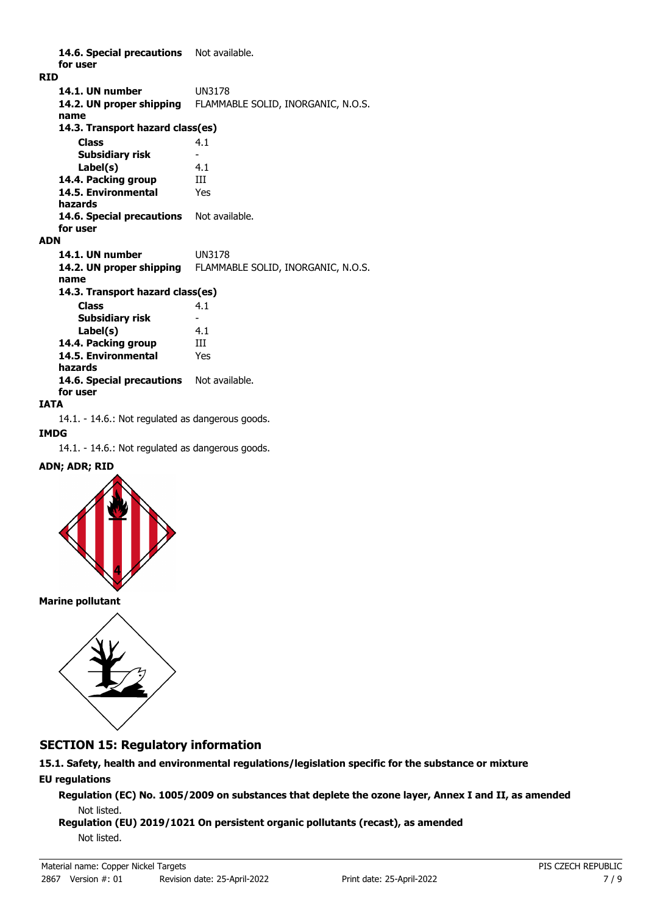**14.6. Special precautions for user** Not available.

**RID**

| | |
|---|---|
| **14.1. UN number** | UN3178 |
| **14.2. UN proper shipping name** | FLAMMABLE SOLID, INORGANIC, N.O.S. |
| **14.3. Transport hazard class(es)** | |
| **Class** | 4.1 |
| **Subsidiary risk** | - |
| **Label(s)** | 4.1 |
| **14.4. Packing group** | III |
| **14.5. Environmental hazards** | Yes |
| **14.6. Special precautions for user** | Not available. |

**ADN**

| | |
|---|---|
| **14.1. UN number** | UN3178 |
| **14.2. UN proper shipping name** | FLAMMABLE SOLID, INORGANIC, N.O.S. |
| **14.3. Transport hazard class(es)** | |
| **Class** | 4.1 |
| **Subsidiary risk** | - |
| **Label(s)** | 4.1 |
| **14.4. Packing group** | III |
| **14.5. Environmental hazards** | Yes |
| **14.6. Special precautions for user** | Not available. |

**IATA**

14.1. - 14.6.: Not regulated as dangerous goods.

**IMDG**

14.1. - 14.6.: Not regulated as dangerous goods.

**ADN; ADR; RID**

**Marine pollutant**

## SECTION 15: Regulatory information

**15.1. Safety, health and environmental regulations/legislation specific for the substance or mixture**

**EU regulations**

**Regulation (EC) No. 1005/2009 on substances that deplete the ozone layer, Annex I and II, as amended**

Not listed.

**Regulation (EU) 2019/1021 On persistent organic pollutants (recast), as amended**

Not listed.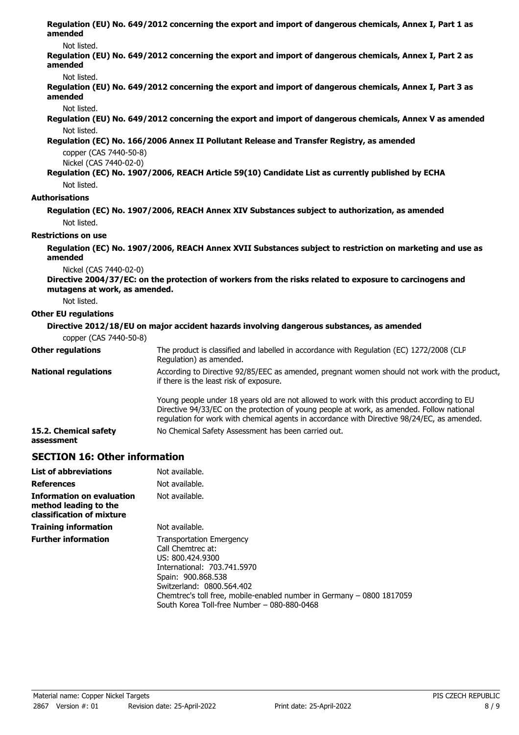**Regulation (EU) No. 649/2012 concerning the export and import of dangerous chemicals, Annex I, Part 1 as amended**

Not listed.

**Regulation (EU) No. 649/2012 concerning the export and import of dangerous chemicals, Annex I, Part 2 as amended**

Not listed.

**Regulation (EU) No. 649/2012 concerning the export and import of dangerous chemicals, Annex I, Part 3 as amended**

Not listed.

**Regulation (EU) No. 649/2012 concerning the export and import of dangerous chemicals, Annex V as amended**

Not listed.

**Regulation (EC) No. 166/2006 Annex II Pollutant Release and Transfer Registry, as amended**

copper (CAS 7440-50-8)
Nickel (CAS 7440-02-0)

**Regulation (EC) No. 1907/2006, REACH Article 59(10) Candidate List as currently published by ECHA**

Not listed.

**Authorisations**

**Regulation (EC) No. 1907/2006, REACH Annex XIV Substances subject to authorization, as amended**

Not listed.

**Restrictions on use**

**Regulation (EC) No. 1907/2006, REACH Annex XVII Substances subject to restriction on marketing and use as amended**

Nickel (CAS 7440-02-0)

**Directive 2004/37/EC: on the protection of workers from the risks related to exposure to carcinogens and mutagens at work, as amended.**

Not listed.

**Other EU regulations**

**Directive 2012/18/EU on major accident hazards involving dangerous substances, as amended**

copper (CAS 7440-50-8)

**Other regulations** The product is classified and labelled in accordance with Regulation (EC) 1272/2008 (CLP Regulation) as amended.

**National regulations** According to Directive 92/85/EEC as amended, pregnant women should not work with the product, if there is the least risk of exposure.

Young people under 18 years old are not allowed to work with this product according to EU Directive 94/33/EC on the protection of young people at work, as amended. Follow national regulation for work with chemical agents in accordance with Directive 98/24/EC, as amended.

**15.2. Chemical safety assessment** No Chemical Safety Assessment has been carried out.

## SECTION 16: Other information

**List of abbreviations** Not available.

**References** Not available.

**Information on evaluation method leading to the classification of mixture** Not available.

**Training information** Not available.

**Further information**
Transportation Emergency
Call Chemtrec at:
US: 800.424.9300
International: 703.741.5970
Spain: 900.868.538
Switzerland: 0800.564.402
Chemtrec's toll free, mobile-enabled number in Germany – 0800 1817059
South Korea Toll-free Number – 080-880-0468

Material name: Copper Nickel Targets
2867 Version #: 01 Revision date: 25-April-2022 Print date: 25-April-2022
PIS CZECH REPUBLIC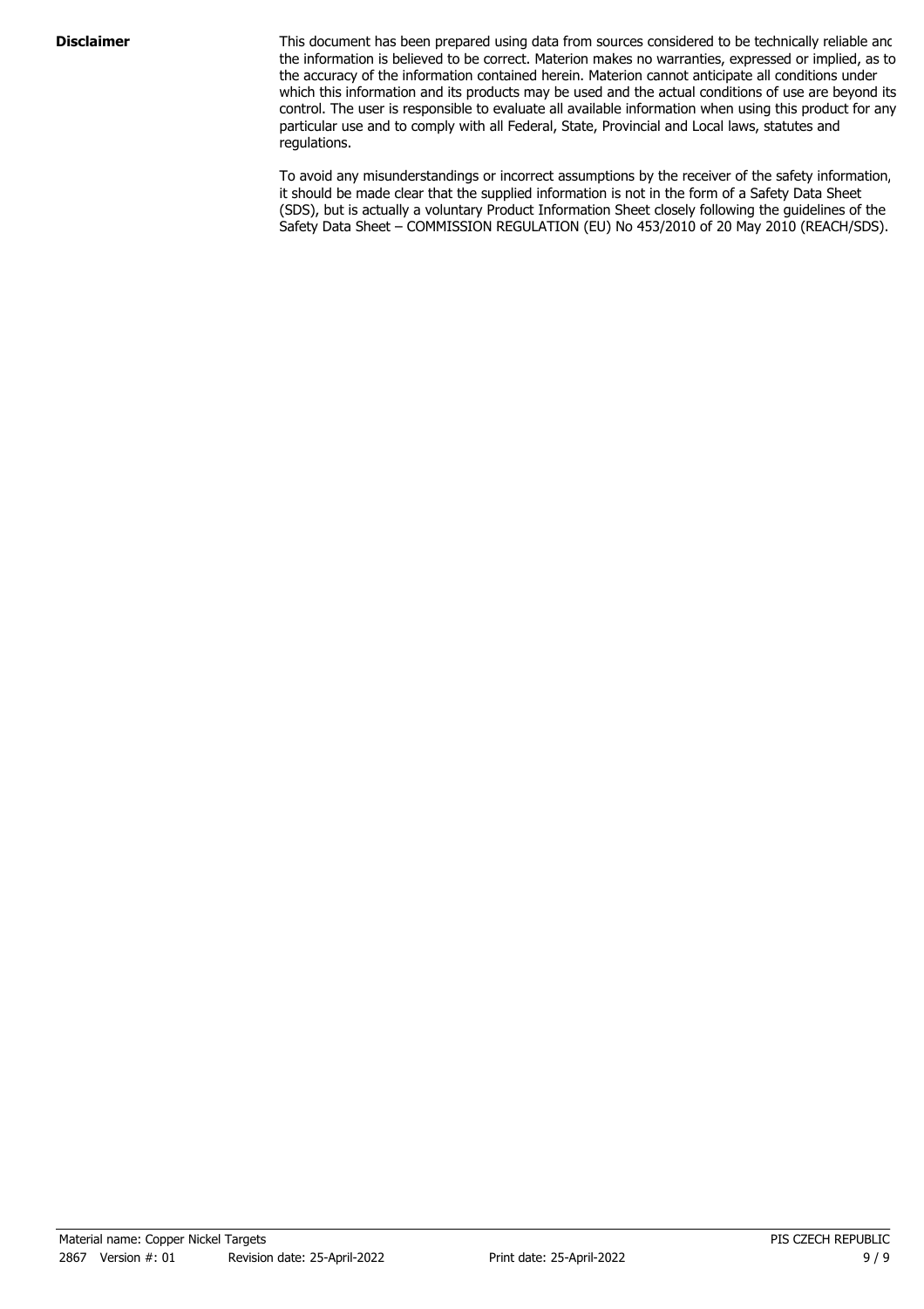**Disclaimer**

This document has been prepared using data from sources considered to be technically reliable and the information is believed to be correct. Materion makes no warranties, expressed or implied, as to the accuracy of the information contained herein. Materion cannot anticipate all conditions under which this information and its products may be used and the actual conditions of use are beyond its control. The user is responsible to evaluate all available information when using this product for any particular use and to comply with all Federal, State, Provincial and Local laws, statutes and regulations.

To avoid any misunderstandings or incorrect assumptions by the receiver of the safety information, it should be made clear that the supplied information is not in the form of a Safety Data Sheet (SDS), but is actually a voluntary Product Information Sheet closely following the guidelines of the Safety Data Sheet – COMMISSION REGULATION (EU) No 453/2010 of 20 May 2010 (REACH/SDS).